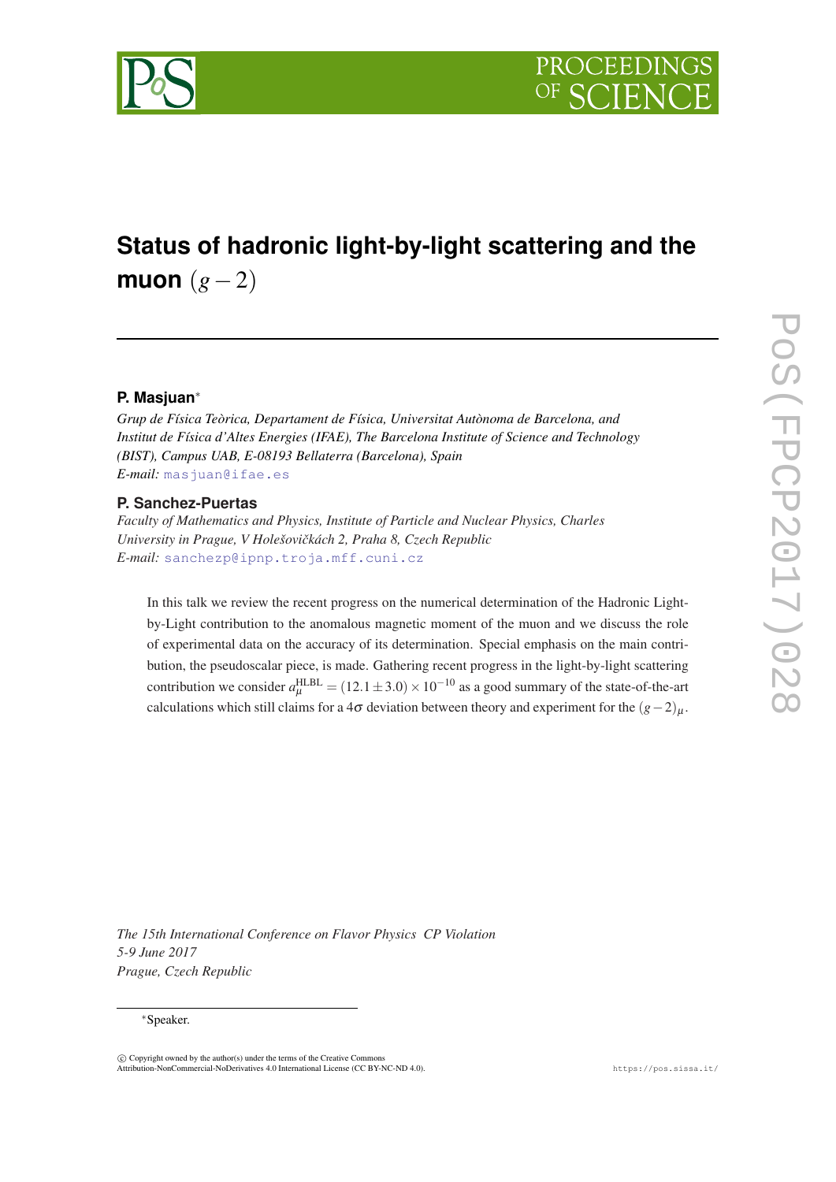# Status of hadronic light-by-light scattering and the muon $(g-2)$

**P. Masjuan***

*Grup de Física Teòrica, Departament de Física, Universitat Autònoma de Barcelona, and Institut de Física d'Altes Energies (IFAE), The Barcelona Institute of Science and Technology (BIST), Campus UAB, E-08193 Bellaterra (Barcelona), Spain*
*E-mail:* masjuan@ifae.es

**P. Sanchez-Puertas**

*Faculty of Mathematics and Physics, Institute of Particle and Nuclear Physics, Charles University in Prague, V Holešovičkách 2, Praha 8, Czech Republic*
*E-mail:* sanchezp@ipnp.troja.mff.cuni.cz

In this talk we review the recent progress on the numerical determination of the Hadronic Light-by-Light contribution to the anomalous magnetic moment of the muon and we discuss the role of experimental data on the accuracy of its determination. Special emphasis on the main contribution, the pseudoscalar piece, is made. Gathering recent progress in the light-by-light scattering contribution we consider $a_\mu^{\rm HLBL} = (12.1 \pm 3.0) \times 10^{-10}$ as a good summary of the state-of-the-art calculations which still claims for a $4\sigma$ deviation between theory and experiment for the $(g-2)_\mu$.

*The 15th International Conference on Flavor Physics CP Violation*
*5-9 June 2017*
*Prague, Czech Republic*

*Speaker.

© Copyright owned by the author(s) under the terms of the Creative Commons Attribution-NonCommercial-NoDerivatives 4.0 International License (CC BY-NC-ND 4.0).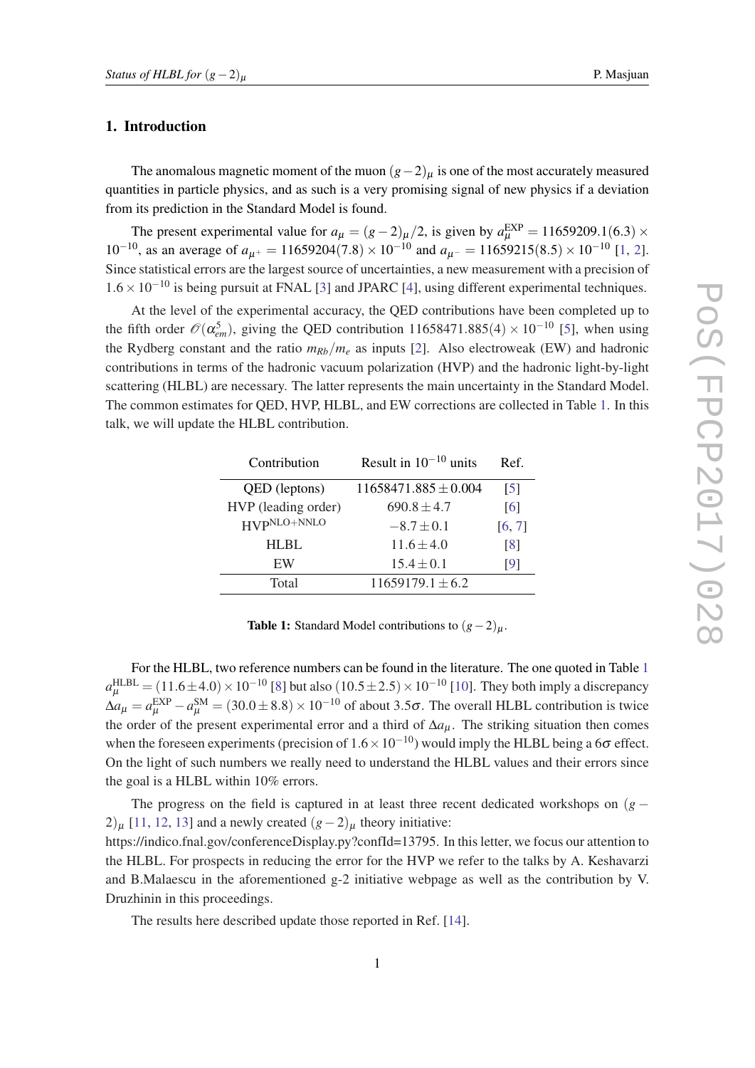## 1. Introduction

The anomalous magnetic moment of the muon $(g-2)_\mu$ is one of the most accurately measured quantities in particle physics, and as such is a very promising signal of new physics if a deviation from its prediction in the Standard Model is found.

The present experimental value for $a_\mu = (g-2)_\mu/2$, is given by $a_\mu^{\rm EXP} = 11659209.1(6.3) \times 10^{-10}$, as an average of $a_{\mu^+} = 11659204(7.8) \times 10^{-10}$ and $a_{\mu^-} = 11659215(8.5) \times 10^{-10}$ [1, 2]. Since statistical errors are the largest source of uncertainties, a new measurement with a precision of $1.6 \times 10^{-10}$ is being pursuit at FNAL [3] and JPARC [4], using different experimental techniques.

At the level of the experimental accuracy, the QED contributions have been completed up to the fifth order $\mathcal{O}(\alpha_{em}^5)$, giving the QED contribution $11658471.885(4) \times 10^{-10}$ [5], when using the Rydberg constant and the ratio $m_{Rb}/m_e$ as inputs [2]. Also electroweak (EW) and hadronic contributions in terms of the hadronic vacuum polarization (HVP) and the hadronic light-by-light scattering (HLBL) are necessary. The latter represents the main uncertainty in the Standard Model. The common estimates for QED, HVP, HLBL, and EW corrections are collected in Table 1. In this talk, we will update the HLBL contribution.

| Contribution | Result in $10^{-10}$ units | Ref. |
|---|---|---|
| QED (leptons) | $11658471.885 \pm 0.004$ | [5] |
| HVP (leading order) | $690.8 \pm 4.7$ | [6] |
| $\text{HVP}^{\text{NLO+NNLO}}$ | $-8.7 \pm 0.1$ | [6, 7] |
| HLBL | $11.6 \pm 4.0$ | [8] |
| EW | $15.4 \pm 0.1$ | [9] |
| Total | $11659179.1 \pm 6.2$ | |

**Table 1:** Standard Model contributions to $(g-2)_\mu$.

For the HLBL, two reference numbers can be found in the literature. The one quoted in Table 1 $a_\mu^{\rm HLBL} = (11.6 \pm 4.0) \times 10^{-10}$ [8] but also $(10.5 \pm 2.5) \times 10^{-10}$ [10]. They both imply a discrepancy $\Delta a_\mu = a_\mu^{\rm EXP} - a_\mu^{\rm SM} = (30.0 \pm 8.8) \times 10^{-10}$ of about $3.5\sigma$. The overall HLBL contribution is twice the order of the present experimental error and a third of $\Delta a_\mu$. The striking situation then comes when the foreseen experiments (precision of $1.6 \times 10^{-10}$) would imply the HLBL being a $6\sigma$ effect. On the light of such numbers we really need to understand the HLBL values and their errors since the goal is a HLBL within 10% errors.

The progress on the field is captured in at least three recent dedicated workshops on $(g-2)_\mu$ [11, 12, 13] and a newly created $(g-2)_\mu$ theory initiative:
https://indico.fnal.gov/conferenceDisplay.py?confId=13795. In this letter, we focus our attention to the HLBL. For prospects in reducing the error for the HVP we refer to the talks by A. Keshavarzi and B.Malaescu in the aforementioned g-2 initiative webpage as well as the contribution by V. Druzhinin in this proceedings.

The results here described update those reported in Ref. [14].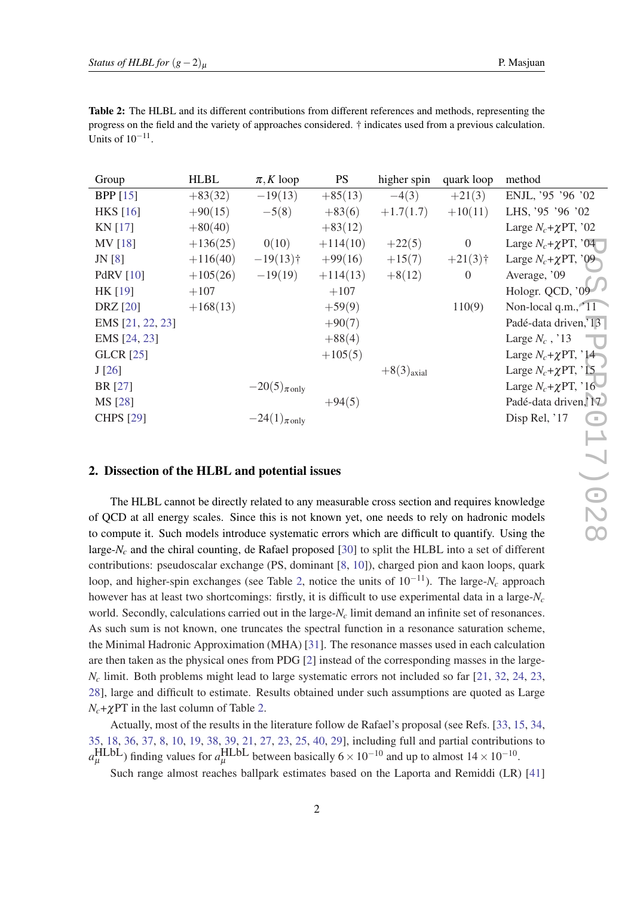**Table 2:** The HLBL and its different contributions from different references and methods, representing the progress on the field and the variety of approaches considered. † indicates used from a previous calculation. Units of $10^{-11}$.

| Group | HLBL | $\pi, K$ loop | PS | higher spin | quark loop | method |
|---|---|---|---|---|---|---|
| BPP [15] | $+83(32)$ | $-19(13)$ | $+85(13)$ | $-4(3)$ | $+21(3)$ | ENJL, '95 '96 '02 |
| HKS [16] | $+90(15)$ | $-5(8)$ | $+83(6)$ | $+1.7(1.7)$ | $+10(11)$ | LHS, '95 '96 '02 |
| KN [17] | $+80(40)$ | | $+83(12)$ | | | Large $N_c$+$\chi$PT, '02 |
| MV [18] | $+136(25)$ | $0(10)$ | $+114(10)$ | $+22(5)$ | 0 | Large $N_c$+$\chi$PT, '04 |
| JN [8] | $+116(40)$ | $-19(13)$† | $+99(16)$ | $+15(7)$ | $+21(3)$† | Large $N_c$+$\chi$PT, '09 |
| PdRV [10] | $+105(26)$ | $-19(19)$ | $+114(13)$ | $+8(12)$ | 0 | Average, '09 |
| HK [19] | $+107$ | | $+107$ | | | Hologr. QCD, '09 |
| DRZ [20] | $+168(13)$ | | $+59(9)$ | | $110(9)$ | Non-local q.m., '11 |
| EMS [21, 22, 23] | | | $+90(7)$ | | | Padé-data driven, '13 |
| EMS [24, 23] | | | $+88(4)$ | | | Large $N_c$ , '13 |
| GLCR [25] | | | $+105(5)$ | | | Large $N_c$+$\chi$PT, '14 |
| J [26] | | | | $+8(3)_{\text{axial}}$ | | Large $N_c$+$\chi$PT, '15 |
| BR [27] | | $-20(5)_{\pi\,\text{only}}$ | | | | Large $N_c$+$\chi$PT, '16 |
| MS [28] | | | $+94(5)$ | | | Padé-data driven, '17 |
| CHPS [29] | | $-24(1)_{\pi\,\text{only}}$ | | | | Disp Rel, '17 |

## 2. Dissection of the HLBL and potential issues

The HLBL cannot be directly related to any measurable cross section and requires knowledge of QCD at all energy scales. Since this is not known yet, one needs to rely on hadronic models to compute it. Such models introduce systematic errors which are difficult to quantify. Using the large-$N_c$ and the chiral counting, de Rafael proposed [30] to split the HLBL into a set of different contributions: pseudoscalar exchange (PS, dominant [8, 10]), charged pion and kaon loops, quark loop, and higher-spin exchanges (see Table 2, notice the units of $10^{-11}$). The large-$N_c$ approach however has at least two shortcomings: firstly, it is difficult to use experimental data in a large-$N_c$ world. Secondly, calculations carried out in the large-$N_c$ limit demand an infinite set of resonances. As such sum is not known, one truncates the spectral function in a resonance saturation scheme, the Minimal Hadronic Approximation (MHA) [31]. The resonance masses used in each calculation are then taken as the physical ones from PDG [2] instead of the corresponding masses in the large-$N_c$ limit. Both problems might lead to large systematic errors not included so far [21, 32, 24, 23, 28], large and difficult to estimate. Results obtained under such assumptions are quoted as Large $N_c$+$\chi$PT in the last column of Table 2.

Actually, most of the results in the literature follow de Rafael's proposal (see Refs. [33, 15, 34, 35, 18, 36, 37, 8, 10, 19, 38, 39, 21, 27, 23, 25, 40, 29], including full and partial contributions to $a_\mu^{\text{HLbL}}$) finding values for $a_\mu^{\text{HLbL}}$ between basically $6\times10^{-10}$ and up to almost $14\times10^{-10}$.

Such range almost reaches ballpark estimates based on the Laporta and Remiddi (LR) [41]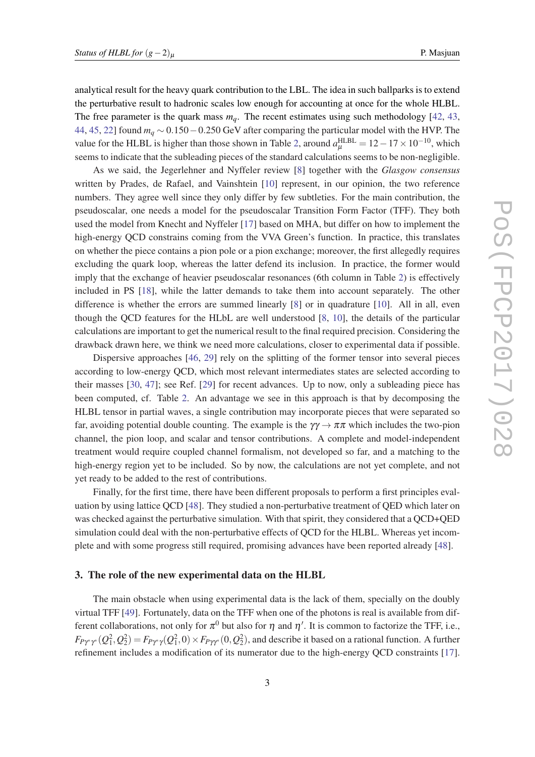analytical result for the heavy quark contribution to the LBL. The idea in such ballparks is to extend the perturbative result to hadronic scales low enough for accounting at once for the whole HLBL. The free parameter is the quark mass $m_q$. The recent estimates using such methodology [42, 43, 44, 45, 22] found $m_q \sim 0.150 - 0.250$ GeV after comparing the particular model with the HVP. The value for the HLBL is higher than those shown in Table 2, around $a_\mu^{\rm HLBL} = 12 - 17 \times 10^{-10}$, which seems to indicate that the subleading pieces of the standard calculations seems to be non-negligible.

As we said, the Jegerlehner and Nyffeler review [8] together with the *Glasgow consensus* written by Prades, de Rafael, and Vainshtein [10] represent, in our opinion, the two reference numbers. They agree well since they only differ by few subtleties. For the main contribution, the pseudoscalar, one needs a model for the pseudoscalar Transition Form Factor (TFF). They both used the model from Knecht and Nyffeler [17] based on MHA, but differ on how to implement the high-energy QCD constrains coming from the VVA Green's function. In practice, this translates on whether the piece contains a pion pole or a pion exchange; moreover, the first allegedly requires excluding the quark loop, whereas the latter defend its inclusion. In practice, the former would imply that the exchange of heavier pseudoscalar resonances (6th column in Table 2) is effectively included in PS [18], while the latter demands to take them into account separately. The other difference is whether the errors are summed linearly [8] or in quadrature [10]. All in all, even though the QCD features for the HLbL are well understood [8, 10], the details of the particular calculations are important to get the numerical result to the final required precision. Considering the drawback drawn here, we think we need more calculations, closer to experimental data if possible.

Dispersive approaches [46, 29] rely on the splitting of the former tensor into several pieces according to low-energy QCD, which most relevant intermediates states are selected according to their masses [30, 47]; see Ref. [29] for recent advances. Up to now, only a subleading piece has been computed, cf. Table 2. An advantage we see in this approach is that by decomposing the HLBL tensor in partial waves, a single contribution may incorporate pieces that were separated so far, avoiding potential double counting. The example is the $\gamma\gamma \to \pi\pi$ which includes the two-pion channel, the pion loop, and scalar and tensor contributions. A complete and model-independent treatment would require coupled channel formalism, not developed so far, and a matching to the high-energy region yet to be included. So by now, the calculations are not yet complete, and not yet ready to be added to the rest of contributions.

Finally, for the first time, there have been different proposals to perform a first principles evaluation by using lattice QCD [48]. They studied a non-perturbative treatment of QED which later on was checked against the perturbative simulation. With that spirit, they considered that a QCD+QED simulation could deal with the non-perturbative effects of QCD for the HLBL. Whereas yet incomplete and with some progress still required, promising advances have been reported already [48].

## 3. The role of the new experimental data on the HLBL

The main obstacle when using experimental data is the lack of them, specially on the doubly virtual TFF [49]. Fortunately, data on the TFF when one of the photons is real is available from different collaborations, not only for $\pi^0$ but also for $\eta$ and $\eta'$. It is common to factorize the TFF, i.e., $F_{P\gamma^*\gamma^*}(Q_1^2, Q_2^2) = F_{P\gamma^*\gamma}(Q_1^2, 0) \times F_{P\gamma\gamma^*}(0, Q_2^2)$, and describe it based on a rational function. A further refinement includes a modification of its numerator due to the high-energy QCD constraints [17].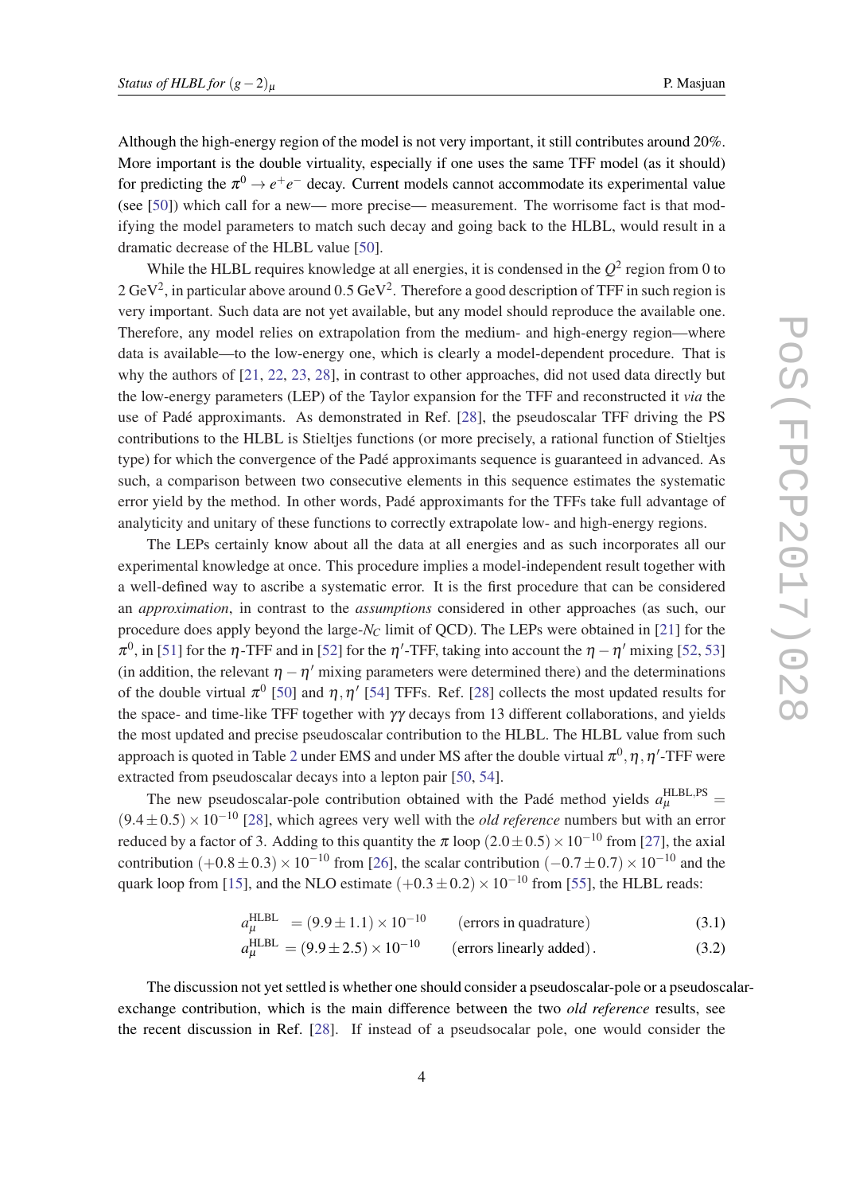Although the high-energy region of the model is not very important, it still contributes around 20%. More important is the double virtuality, especially if one uses the same TFF model (as it should) for predicting the $\pi^0 \to e^+e^-$ decay. Current models cannot accommodate its experimental value (see [50]) which call for a new— more precise— measurement. The worrisome fact is that modifying the model parameters to match such decay and going back to the HLBL, would result in a dramatic decrease of the HLBL value [50].

While the HLBL requires knowledge at all energies, it is condensed in the $Q^2$ region from 0 to 2 GeV$^2$, in particular above around 0.5 GeV$^2$. Therefore a good description of TFF in such region is very important. Such data are not yet available, but any model should reproduce the available one. Therefore, any model relies on extrapolation from the medium- and high-energy region—where data is available—to the low-energy one, which is clearly a model-dependent procedure. That is why the authors of [21, 22, 23, 28], in contrast to other approaches, did not used data directly but the low-energy parameters (LEP) of the Taylor expansion for the TFF and reconstructed it *via* the use of Padé approximants. As demonstrated in Ref. [28], the pseudoscalar TFF driving the PS contributions to the HLBL is Stieltjes functions (or more precisely, a rational function of Stieltjes type) for which the convergence of the Padé approximants sequence is guaranteed in advanced. As such, a comparison between two consecutive elements in this sequence estimates the systematic error yield by the method. In other words, Padé approximants for the TFFs take full advantage of analyticity and unitary of these functions to correctly extrapolate low- and high-energy regions.

The LEPs certainly know about all the data at all energies and as such incorporates all our experimental knowledge at once. This procedure implies a model-independent result together with a well-defined way to ascribe a systematic error. It is the first procedure that can be considered an *approximation*, in contrast to the *assumptions* considered in other approaches (as such, our procedure does apply beyond the large-$N_C$ limit of QCD). The LEPs were obtained in [21] for the $\pi^0$, in [51] for the $\eta$-TFF and in [52] for the $\eta'$-TFF, taking into account the $\eta - \eta'$ mixing [52, 53] (in addition, the relevant $\eta - \eta'$ mixing parameters were determined there) and the determinations of the double virtual $\pi^0$ [50] and $\eta, \eta'$ [54] TFFs. Ref. [28] collects the most updated results for the space- and time-like TFF together with $\gamma\gamma$ decays from 13 different collaborations, and yields the most updated and precise pseudoscalar contribution to the HLBL. The HLBL value from such approach is quoted in Table 2 under EMS and under MS after the double virtual $\pi^0, \eta, \eta'$-TFF were extracted from pseudoscalar decays into a lepton pair [50, 54].

The new pseudoscalar-pole contribution obtained with the Padé method yields $a_\mu^{\text{HLBL,PS}} = (9.4 \pm 0.5) \times 10^{-10}$ [28], which agrees very well with the *old reference* numbers but with an error reduced by a factor of 3. Adding to this quantity the $\pi$ loop $(2.0 \pm 0.5) \times 10^{-10}$ from [27], the axial contribution $(+0.8 \pm 0.3) \times 10^{-10}$ from [26], the scalar contribution $(-0.7 \pm 0.7) \times 10^{-10}$ and the quark loop from [15], and the NLO estimate $(+0.3 \pm 0.2) \times 10^{-10}$ from [55], the HLBL reads:

$$a_\mu^{\text{HLBL}} = (9.9 \pm 1.1) \times 10^{-10} \qquad \text{(errors in quadrature)} \tag{3.1}$$

$$a_\mu^{\text{HLBL}} = (9.9 \pm 2.5) \times 10^{-10} \qquad \text{(errors linearly added)}\,. \tag{3.2}$$

The discussion not yet settled is whether one should consider a pseudoscalar-pole or a pseudoscalar-exchange contribution, which is the main difference between the two *old reference* results, see the recent discussion in Ref. [28]. If instead of a pseudsocalar pole, one would consider the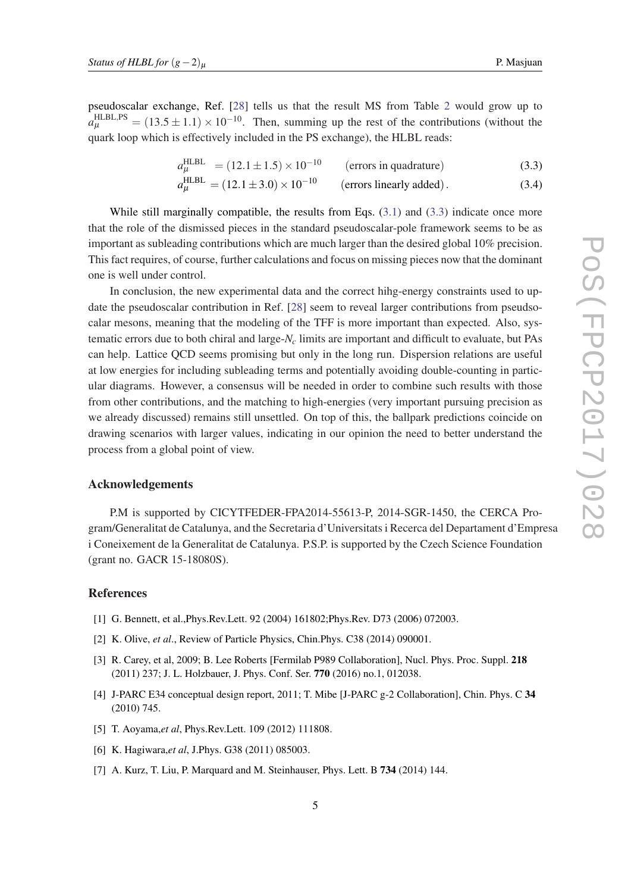pseudoscalar exchange, Ref. [28] tells us that the result MS from Table 2 would grow up to $a_\mu^{\rm HLBL,PS} = (13.5 \pm 1.1) \times 10^{-10}$. Then, summing up the rest of the contributions (without the quark loop which is effectively included in the PS exchange), the HLBL reads:

$$a_\mu^{\rm HLBL} = (12.1 \pm 1.5) \times 10^{-10} \qquad \text{(errors in quadrature)} \tag{3.3}$$

$$a_\mu^{\rm HLBL} = (12.1 \pm 3.0) \times 10^{-10} \qquad \text{(errors linearly added)}\,. \tag{3.4}$$

While still marginally compatible, the results from Eqs. (3.1) and (3.3) indicate once more that the role of the dismissed pieces in the standard pseudoscalar-pole framework seems to be as important as subleading contributions which are much larger than the desired global 10% precision. This fact requires, of course, further calculations and focus on missing pieces now that the dominant one is well under control.

In conclusion, the new experimental data and the correct hihg-energy constraints used to update the pseudoscalar contribution in Ref. [28] seem to reveal larger contributions from pseudoscalar mesons, meaning that the modeling of the TFF is more important than expected. Also, systematic errors due to both chiral and large-$N_c$ limits are important and difficult to evaluate, but PAs can help. Lattice QCD seems promising but only in the long run. Dispersion relations are useful at low energies for including subleading terms and potentially avoiding double-counting in particular diagrams. However, a consensus will be needed in order to combine such results with those from other contributions, and the matching to high-energies (very important pursuing precision as we already discussed) remains still unsettled. On top of this, the ballpark predictions coincide on drawing scenarios with larger values, indicating in our opinion the need to better understand the process from a global point of view.

## Acknowledgements

P.M is supported by CICYTFEDER-FPA2014-55613-P, 2014-SGR-1450, the CERCA Program/Generalitat de Catalunya, and the Secretaria d'Universitats i Recerca del Departament d'Empresa i Coneixement de la Generalitat de Catalunya. P.S.P. is supported by the Czech Science Foundation (grant no. GACR 15-18080S).

## References

[1] G. Bennett, et al.,Phys.Rev.Lett. 92 (2004) 161802;Phys.Rev. D73 (2006) 072003.

[2] K. Olive, *et al*., Review of Particle Physics, Chin.Phys. C38 (2014) 090001.

[3] R. Carey, et al, 2009; B. Lee Roberts [Fermilab P989 Collaboration], Nucl. Phys. Proc. Suppl. **218** (2011) 237; J. L. Holzbauer, J. Phys. Conf. Ser. **770** (2016) no.1, 012038.

[4] J-PARC E34 conceptual design report, 2011; T. Mibe [J-PARC g-2 Collaboration], Chin. Phys. C **34** (2010) 745.

[5] T. Aoyama,*et al*, Phys.Rev.Lett. 109 (2012) 111808.

[6] K. Hagiwara,*et al*, J.Phys. G38 (2011) 085003.

[7] A. Kurz, T. Liu, P. Marquard and M. Steinhauser, Phys. Lett. B **734** (2014) 144.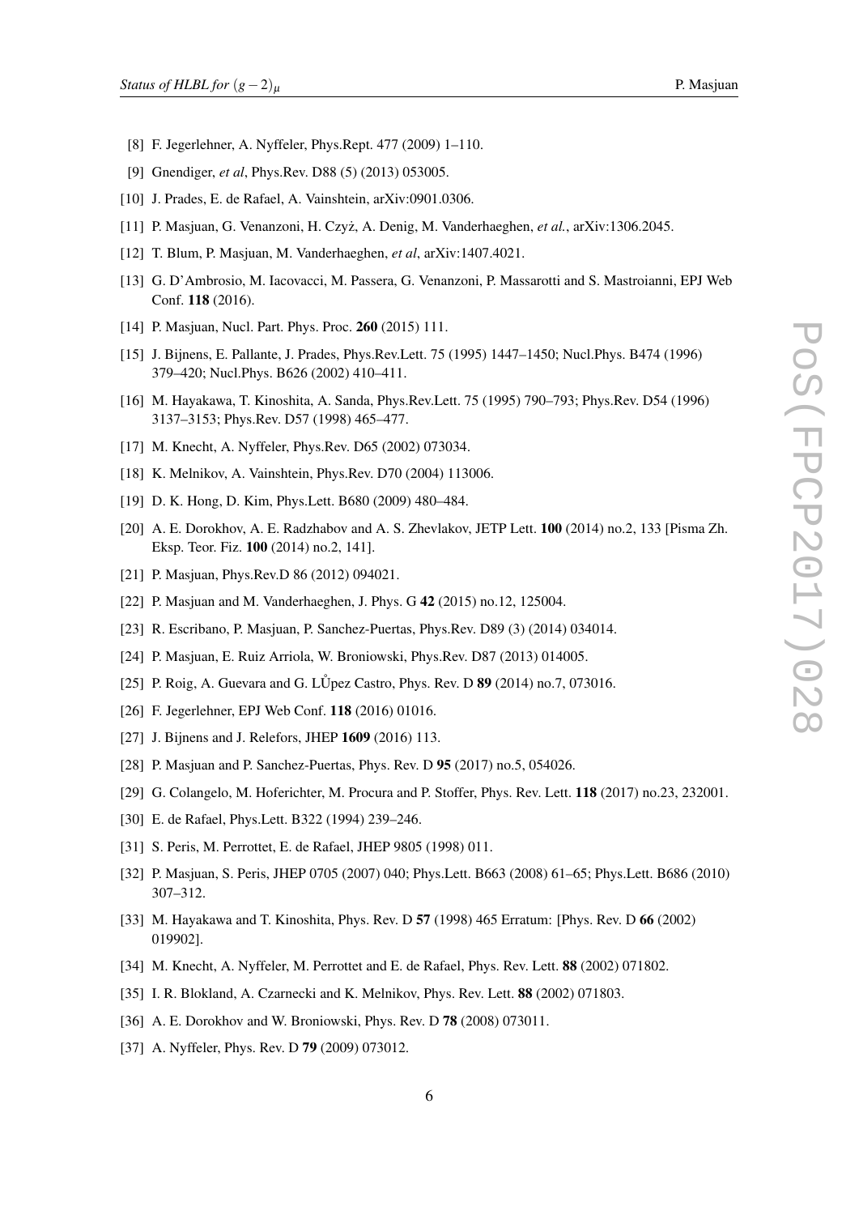[8] F. Jegerlehner, A. Nyffeler, Phys.Rept. 477 (2009) 1–110.

[9] Gnendiger, *et al*, Phys.Rev. D88 (5) (2013) 053005.

[10] J. Prades, E. de Rafael, A. Vainshtein, arXiv:0901.0306.

[11] P. Masjuan, G. Venanzoni, H. Czyż, A. Denig, M. Vanderhaeghen, *et al.*, arXiv:1306.2045.

[12] T. Blum, P. Masjuan, M. Vanderhaeghen, *et al*, arXiv:1407.4021.

[13] G. D'Ambrosio, M. Iacovacci, M. Passera, G. Venanzoni, P. Massarotti and S. Mastroianni, EPJ Web Conf. **118** (2016).

[14] P. Masjuan, Nucl. Part. Phys. Proc. **260** (2015) 111.

[15] J. Bijnens, E. Pallante, J. Prades, Phys.Rev.Lett. 75 (1995) 1447–1450; Nucl.Phys. B474 (1996) 379–420; Nucl.Phys. B626 (2002) 410–411.

[16] M. Hayakawa, T. Kinoshita, A. Sanda, Phys.Rev.Lett. 75 (1995) 790–793; Phys.Rev. D54 (1996) 3137–3153; Phys.Rev. D57 (1998) 465–477.

[17] M. Knecht, A. Nyffeler, Phys.Rev. D65 (2002) 073034.

[18] K. Melnikov, A. Vainshtein, Phys.Rev. D70 (2004) 113006.

[19] D. K. Hong, D. Kim, Phys.Lett. B680 (2009) 480–484.

[20] A. E. Dorokhov, A. E. Radzhabov and A. S. Zhevlakov, JETP Lett. **100** (2014) no.2, 133 [Pisma Zh. Eksp. Teor. Fiz. **100** (2014) no.2, 141].

[21] P. Masjuan, Phys.Rev.D 86 (2012) 094021.

[22] P. Masjuan and M. Vanderhaeghen, J. Phys. G **42** (2015) no.12, 125004.

[23] R. Escribano, P. Masjuan, P. Sanchez-Puertas, Phys.Rev. D89 (3) (2014) 034014.

[24] P. Masjuan, E. Ruiz Arriola, W. Broniowski, Phys.Rev. D87 (2013) 014005.

[25] P. Roig, A. Guevara and G. LŮpez Castro, Phys. Rev. D **89** (2014) no.7, 073016.

[26] F. Jegerlehner, EPJ Web Conf. **118** (2016) 01016.

[27] J. Bijnens and J. Relefors, JHEP **1609** (2016) 113.

[28] P. Masjuan and P. Sanchez-Puertas, Phys. Rev. D **95** (2017) no.5, 054026.

[29] G. Colangelo, M. Hoferichter, M. Procura and P. Stoffer, Phys. Rev. Lett. **118** (2017) no.23, 232001.

[30] E. de Rafael, Phys.Lett. B322 (1994) 239–246.

[31] S. Peris, M. Perrottet, E. de Rafael, JHEP 9805 (1998) 011.

[32] P. Masjuan, S. Peris, JHEP 0705 (2007) 040; Phys.Lett. B663 (2008) 61–65; Phys.Lett. B686 (2010) 307–312.

[33] M. Hayakawa and T. Kinoshita, Phys. Rev. D **57** (1998) 465 Erratum: [Phys. Rev. D **66** (2002) 019902].

[34] M. Knecht, A. Nyffeler, M. Perrottet and E. de Rafael, Phys. Rev. Lett. **88** (2002) 071802.

[35] I. R. Blokland, A. Czarnecki and K. Melnikov, Phys. Rev. Lett. **88** (2002) 071803.

[36] A. E. Dorokhov and W. Broniowski, Phys. Rev. D **78** (2008) 073011.

[37] A. Nyffeler, Phys. Rev. D **79** (2009) 073012.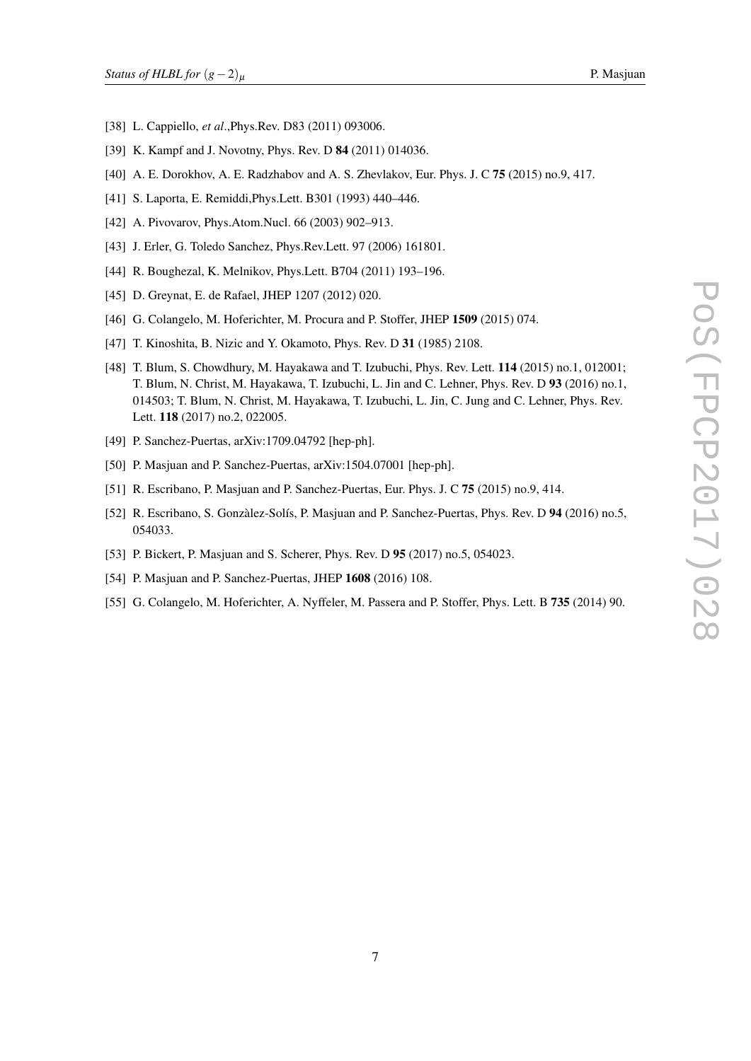[38] L. Cappiello, *et al*.,Phys.Rev. D83 (2011) 093006.

[39] K. Kampf and J. Novotny, Phys. Rev. D **84** (2011) 014036.

[40] A. E. Dorokhov, A. E. Radzhabov and A. S. Zhevlakov, Eur. Phys. J. C **75** (2015) no.9, 417.

[41] S. Laporta, E. Remiddi,Phys.Lett. B301 (1993) 440–446.

[42] A. Pivovarov, Phys.Atom.Nucl. 66 (2003) 902–913.

[43] J. Erler, G. Toledo Sanchez, Phys.Rev.Lett. 97 (2006) 161801.

[44] R. Boughezal, K. Melnikov, Phys.Lett. B704 (2011) 193–196.

[45] D. Greynat, E. de Rafael, JHEP 1207 (2012) 020.

[46] G. Colangelo, M. Hoferichter, M. Procura and P. Stoffer, JHEP **1509** (2015) 074.

[47] T. Kinoshita, B. Nizic and Y. Okamoto, Phys. Rev. D **31** (1985) 2108.

[48] T. Blum, S. Chowdhury, M. Hayakawa and T. Izubuchi, Phys. Rev. Lett. **114** (2015) no.1, 012001; T. Blum, N. Christ, M. Hayakawa, T. Izubuchi, L. Jin and C. Lehner, Phys. Rev. D **93** (2016) no.1, 014503; T. Blum, N. Christ, M. Hayakawa, T. Izubuchi, L. Jin, C. Jung and C. Lehner, Phys. Rev. Lett. **118** (2017) no.2, 022005.

[49] P. Sanchez-Puertas, arXiv:1709.04792 [hep-ph].

[50] P. Masjuan and P. Sanchez-Puertas, arXiv:1504.07001 [hep-ph].

[51] R. Escribano, P. Masjuan and P. Sanchez-Puertas, Eur. Phys. J. C **75** (2015) no.9, 414.

[52] R. Escribano, S. Gonzàlez-Solís, P. Masjuan and P. Sanchez-Puertas, Phys. Rev. D **94** (2016) no.5, 054033.

[53] P. Bickert, P. Masjuan and S. Scherer, Phys. Rev. D **95** (2017) no.5, 054023.

[54] P. Masjuan and P. Sanchez-Puertas, JHEP **1608** (2016) 108.

[55] G. Colangelo, M. Hoferichter, A. Nyffeler, M. Passera and P. Stoffer, Phys. Lett. B **735** (2014) 90.